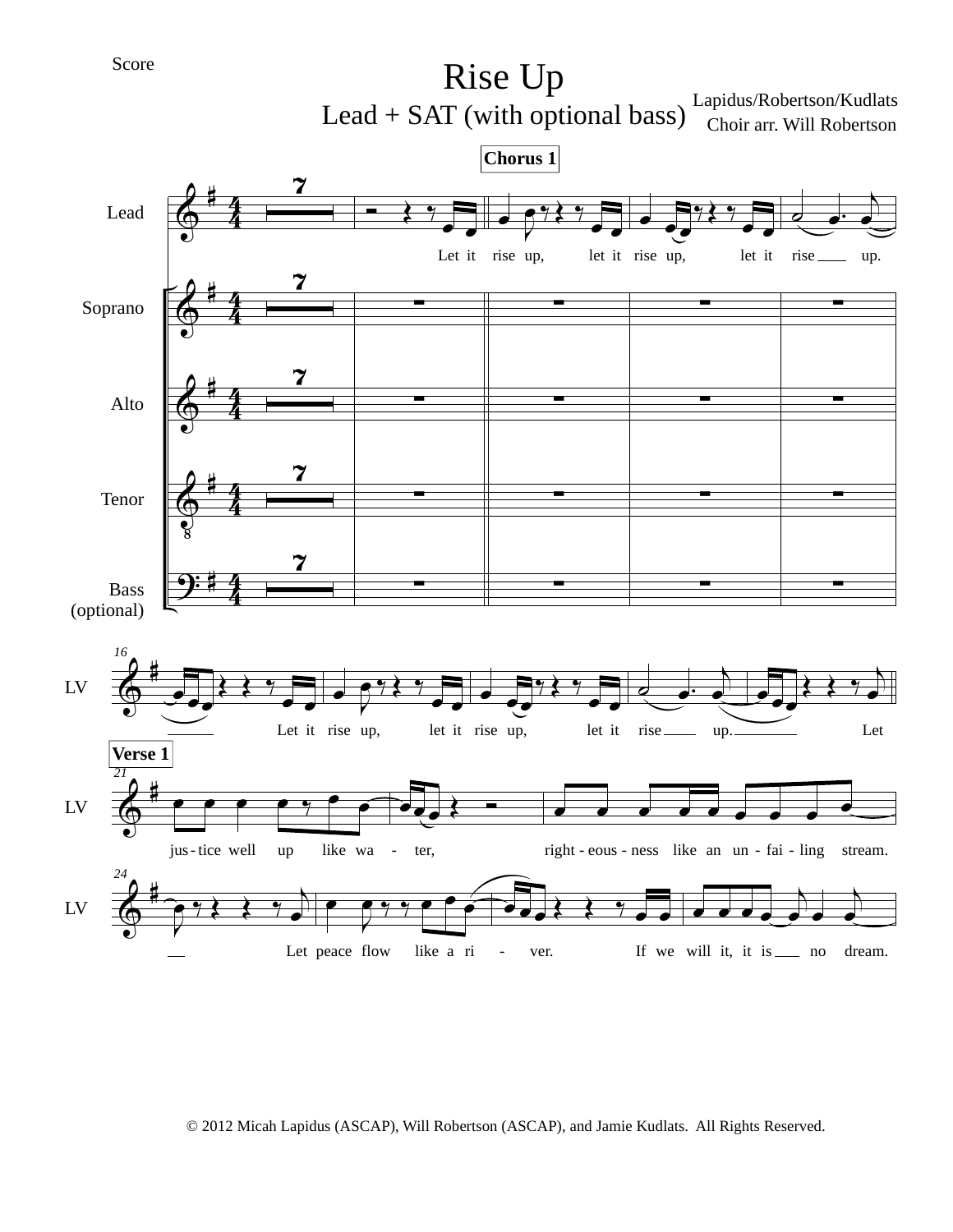Score

# Rise Up

## Lead + SAT (with optional bass)

Lapidus/Robertson/Kudlats
Choir arr. Will Robertson

**Chorus 1**

Lead

Soprano

Alto

Tenor

Bass (optional)

7

Let it rise up, let it rise up, let it rise ___ up.

16

LV

___ Let it rise up, let it rise up, let it rise ___ up. ___ Let

**Verse 1**

21

LV

jus - tice well up like wa - ter, right - eous - ness like an un - fai - ling stream.

24

LV

___ Let peace flow like a ri - ver. If we will it, it is ___ no dream.

© 2012 Micah Lapidus (ASCAP), Will Robertson (ASCAP), and Jamie Kudlats. All Rights Reserved.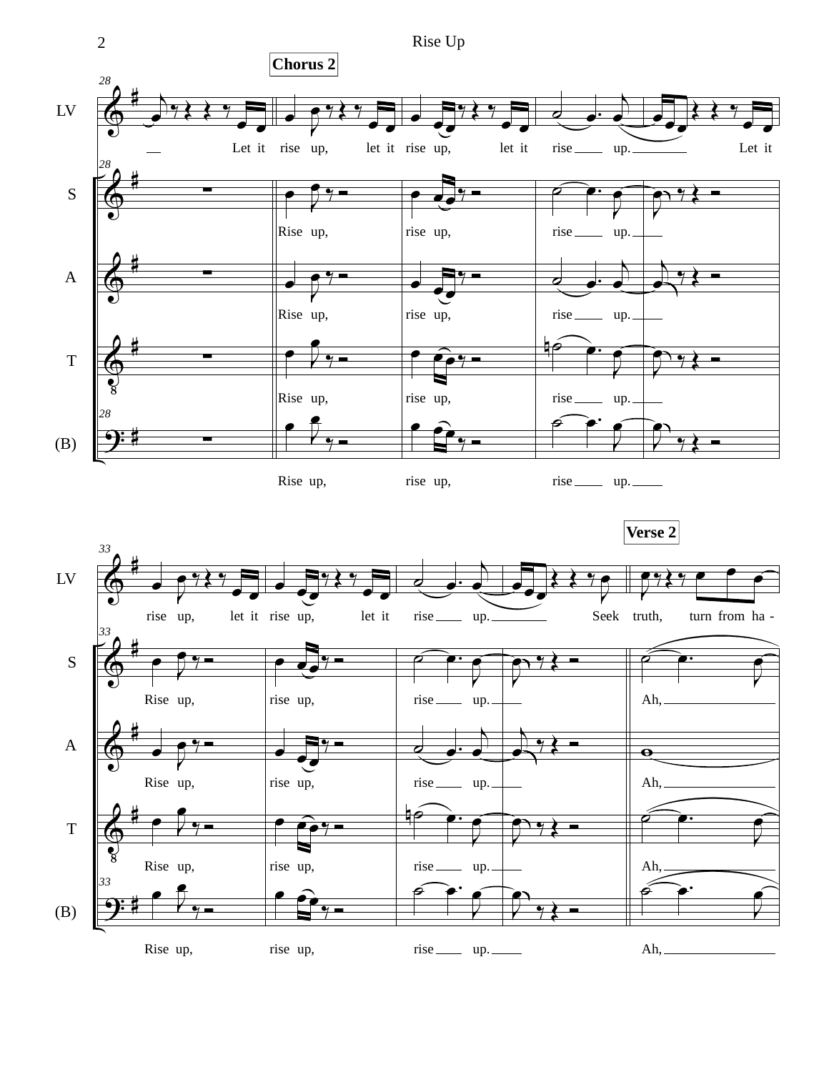**Chorus 2**

LV: Let it rise up, let it rise up, let it rise up. Let it

S: Rise up, rise up, rise up.

A: Rise up, rise up, rise up.

T: Rise up, rise up, rise up.

(B): Rise up, rise up, rise up.

LV: rise up, let it rise up, let it rise up. Seek truth, turn from ha -

**Verse 2**

S: Rise up, rise up, rise up. Ah,

A: Rise up, rise up, rise up. Ah,

T: Rise up, rise up, rise up. Ah,

(B): Rise up, rise up, rise up. Ah,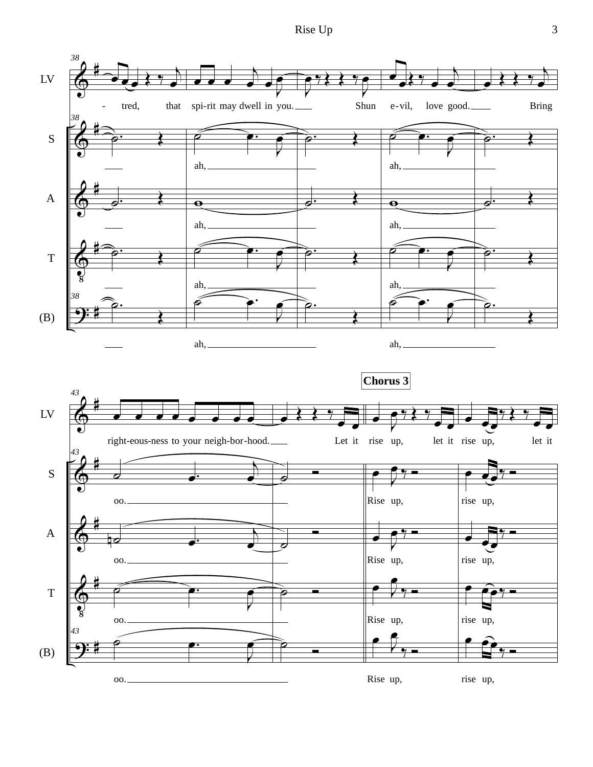**Chorus 3**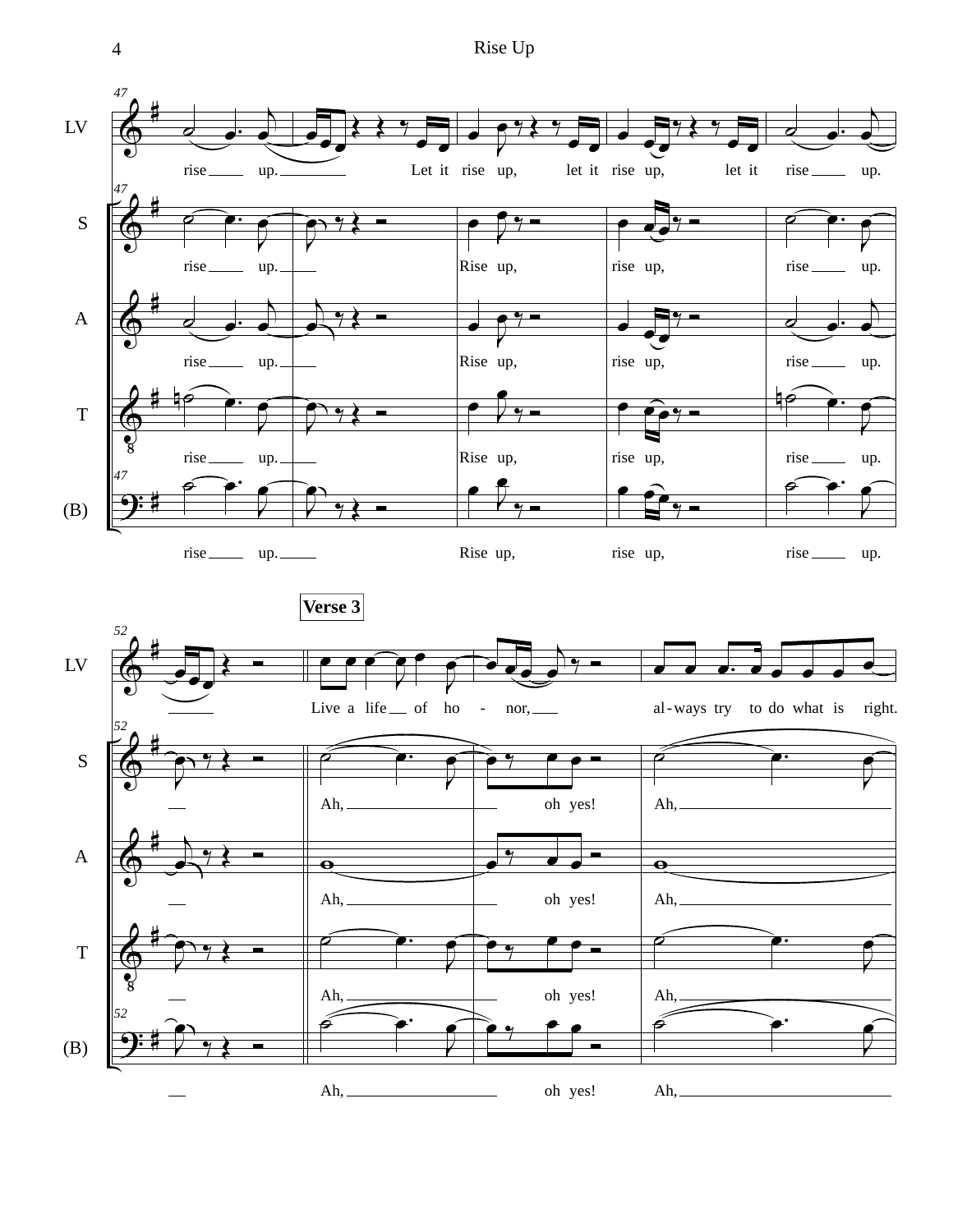**Verse 3**

LV: rise up. Let it rise up, let it rise up, let it rise up.

S: rise up. Rise up, rise up, rise up.

A: rise up. Rise up, rise up, rise up.

T: rise up. Rise up, rise up, rise up.

(B): rise up. Rise up, rise up, rise up.

LV: Live a life of ho - nor, al-ways try to do what is right.

S: Ah, oh yes! Ah,

A: Ah, oh yes! Ah,

T: Ah, oh yes! Ah,

(B): Ah, oh yes! Ah,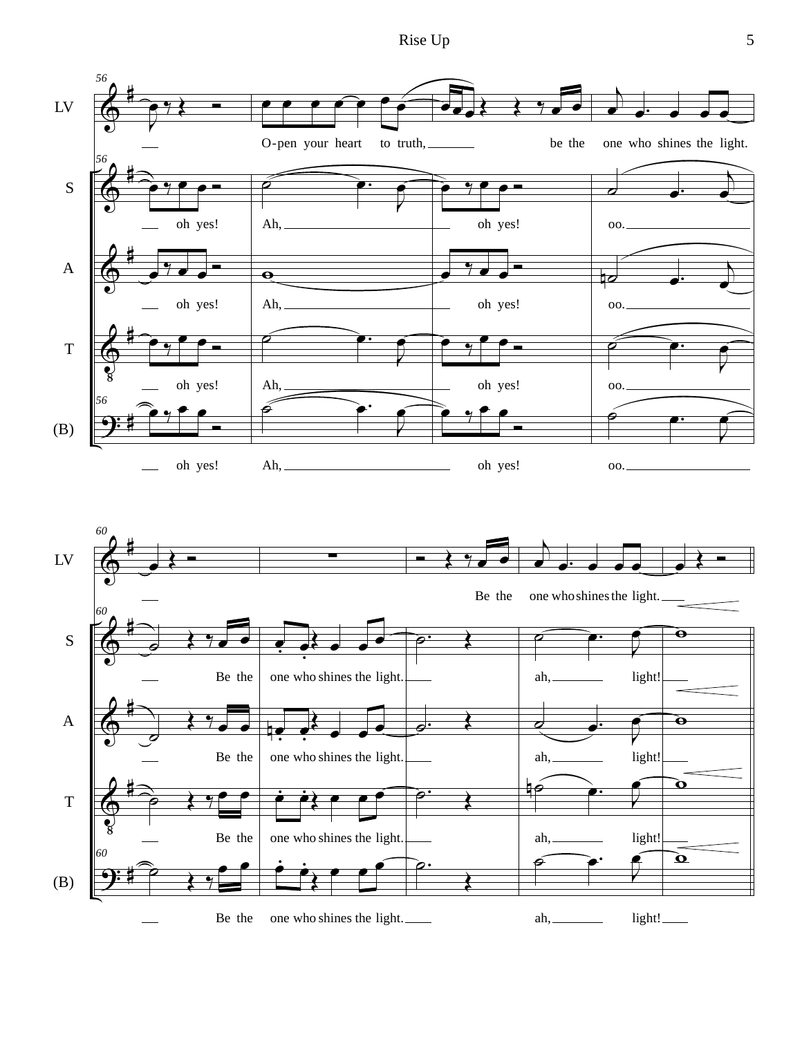LV: O-pen your heart to truth, be the one who shines the light. Be the one who shines the light.

S: oh yes! Ah, oh yes! oo. Be the one who shines the light. ah, light!

A: oh yes! Ah, oh yes! oo. Be the one who shines the light. ah, light!

T: oh yes! Ah, oh yes! oo. Be the one who shines the light. ah, light!

(B): oh yes! Ah, oh yes! oo. Be the one who shines the light. ah, light!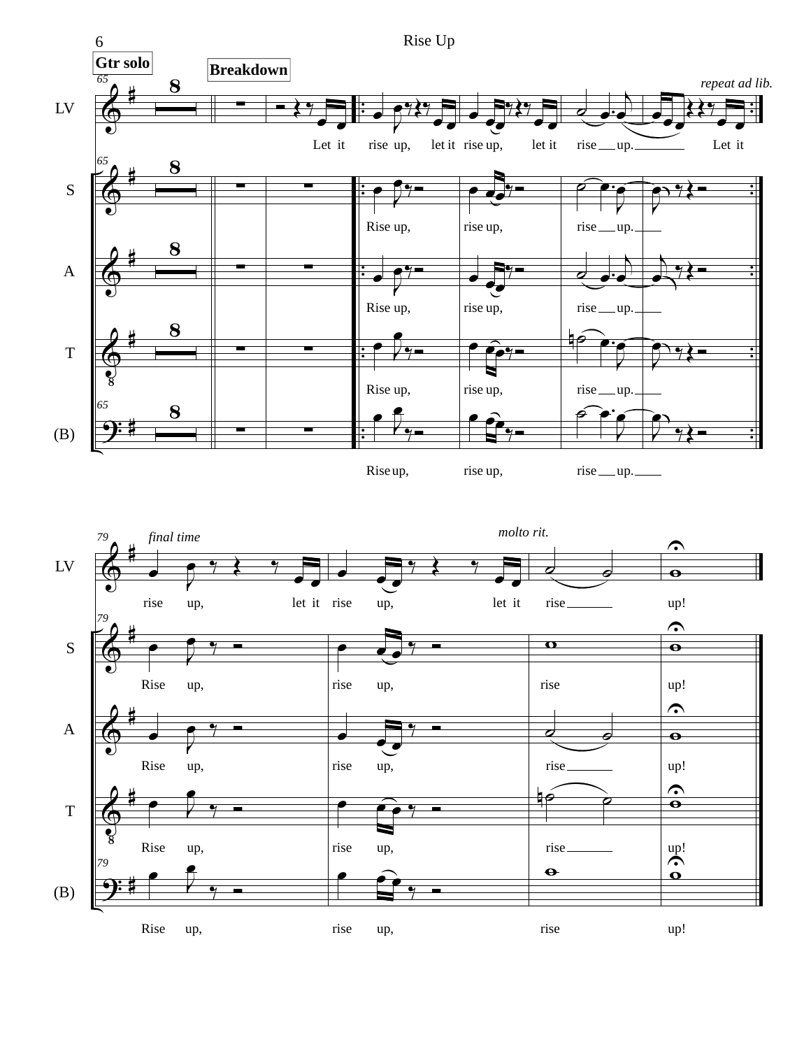**Gtr solo**

**Breakdown**

*repeat ad lib.*

LV: Let it rise up, let it rise up, let it rise up. Let it

S: Rise up, rise up, rise up.

A: Rise up, rise up, rise up.

T: Rise up, rise up, rise up.

(B): Rise up, rise up, rise up.

*final time*

*molto rit.*

LV: rise up, let it rise up, let it rise up!

S: Rise up, rise up, rise up!

A: Rise up, rise up, rise up!

T: Rise up, rise up, rise up!

(B): Rise up, rise up, rise up!